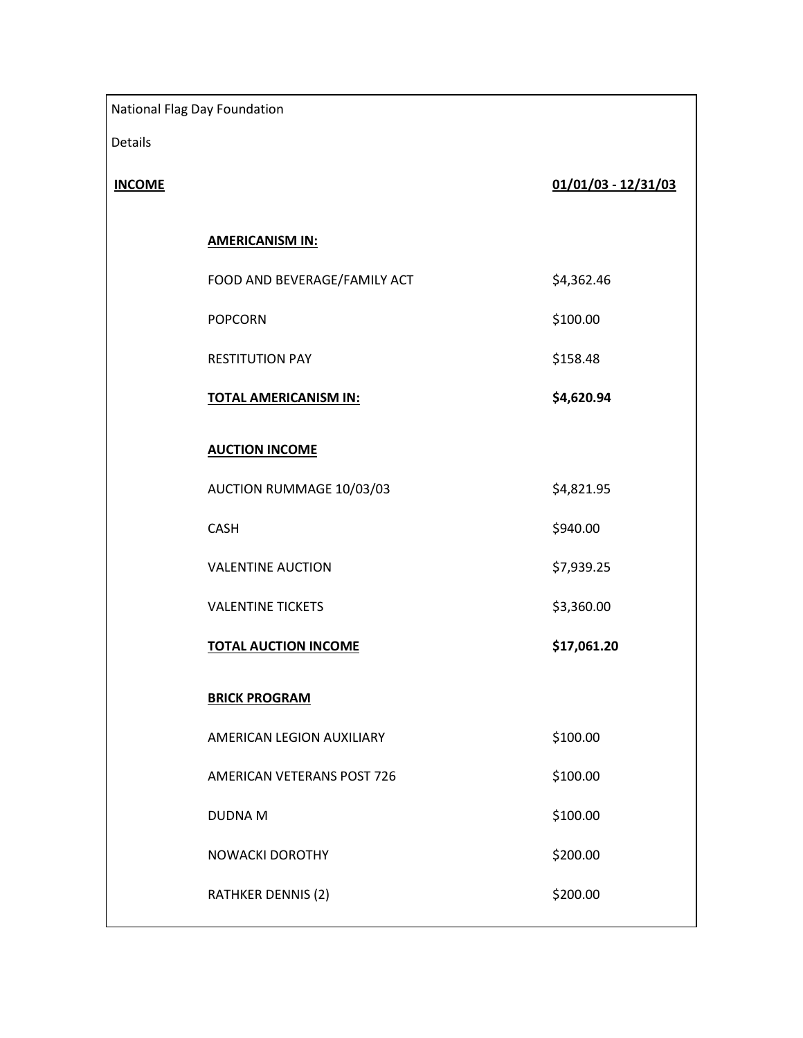National Flag Day Foundation

Details

| | | |
|---|---|---|
| **INCOME** | | **01/01/03 - 12/31/03** |
| | **AMERICANISM IN:** | |
| | FOOD AND BEVERAGE/FAMILY ACT | $4,362.46 |
| | POPCORN | $100.00 |
| | RESTITUTION PAY | $158.48 |
| | **TOTAL AMERICANISM IN:** | **$4,620.94** |
| | **AUCTION INCOME** | |
| | AUCTION RUMMAGE 10/03/03 | $4,821.95 |
| | CASH | $940.00 |
| | VALENTINE AUCTION | $7,939.25 |
| | VALENTINE TICKETS | $3,360.00 |
| | **TOTAL AUCTION INCOME** | **$17,061.20** |
| | **BRICK PROGRAM** | |
| | AMERICAN LEGION AUXILIARY | $100.00 |
| | AMERICAN VETERANS POST 726 | $100.00 |
| | DUDNA M | $100.00 |
| | NOWACKI DOROTHY | $200.00 |
| | RATHKER DENNIS (2) | $200.00 |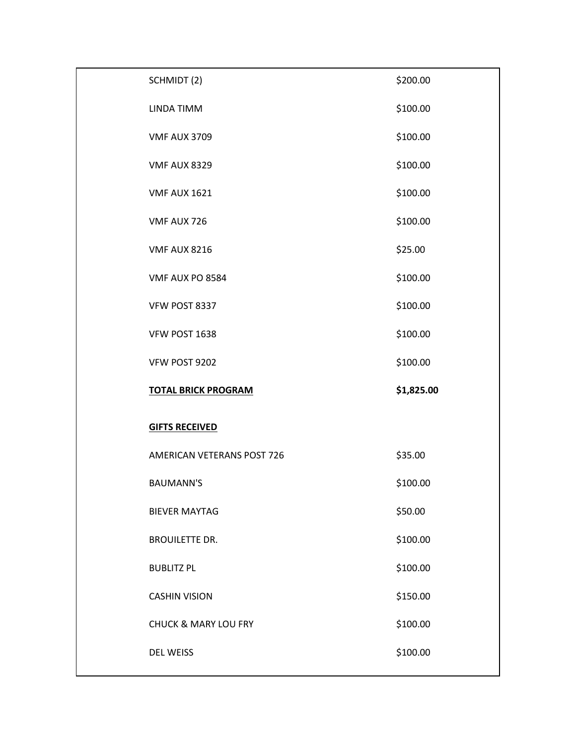| | |
|---|---|
| SCHMIDT (2) | $200.00 |
| LINDA TIMM | $100.00 |
| VMF AUX 3709 | $100.00 |
| VMF AUX 8329 | $100.00 |
| VMF AUX 1621 | $100.00 |
| VMF AUX 726 | $100.00 |
| VMF AUX 8216 | $25.00 |
| VMF AUX PO 8584 | $100.00 |
| VFW POST 8337 | $100.00 |
| VFW POST 1638 | $100.00 |
| VFW POST 9202 | $100.00 |
| **TOTAL BRICK PROGRAM** | **$1,825.00** |
| **GIFTS RECEIVED** | |
| AMERICAN VETERANS POST 726 | $35.00 |
| BAUMANN'S | $100.00 |
| BIEVER MAYTAG | $50.00 |
| BROUILETTE DR. | $100.00 |
| BUBLITZ PL | $100.00 |
| CASHIN VISION | $150.00 |
| CHUCK & MARY LOU FRY | $100.00 |
| DEL WEISS | $100.00 |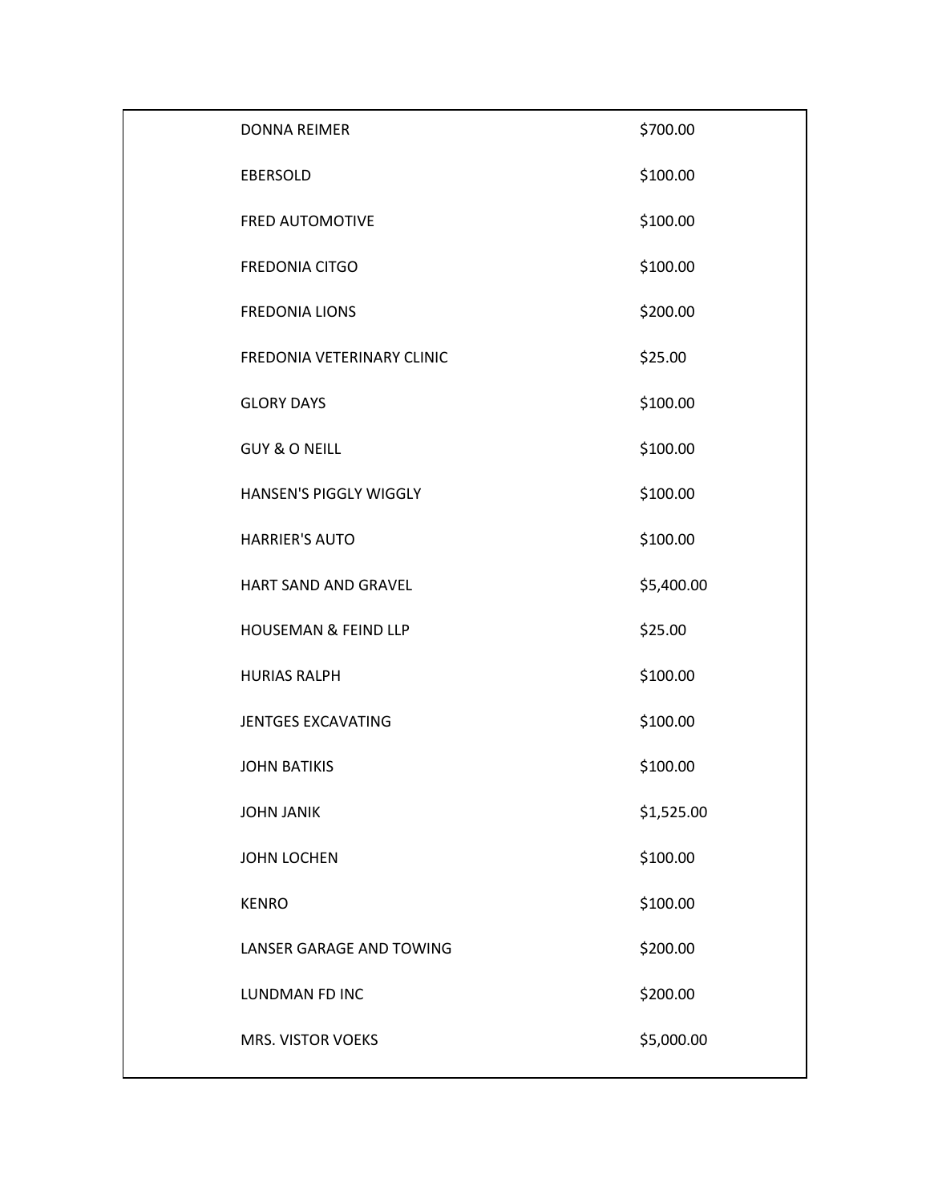| | |
|---|---|
| DONNA REIMER | $700.00 |
| EBERSOLD | $100.00 |
| FRED AUTOMOTIVE | $100.00 |
| FREDONIA CITGO | $100.00 |
| FREDONIA LIONS | $200.00 |
| FREDONIA VETERINARY CLINIC | $25.00 |
| GLORY DAYS | $100.00 |
| GUY & O NEILL | $100.00 |
| HANSEN'S PIGGLY WIGGLY | $100.00 |
| HARRIER'S AUTO | $100.00 |
| HART SAND AND GRAVEL | $5,400.00 |
| HOUSEMAN & FEIND LLP | $25.00 |
| HURIAS RALPH | $100.00 |
| JENTGES EXCAVATING | $100.00 |
| JOHN BATIKIS | $100.00 |
| JOHN JANIK | $1,525.00 |
| JOHN LOCHEN | $100.00 |
| KENRO | $100.00 |
| LANSER GARAGE AND TOWING | $200.00 |
| LUNDMAN FD INC | $200.00 |
| MRS. VISTOR VOEKS | $5,000.00 |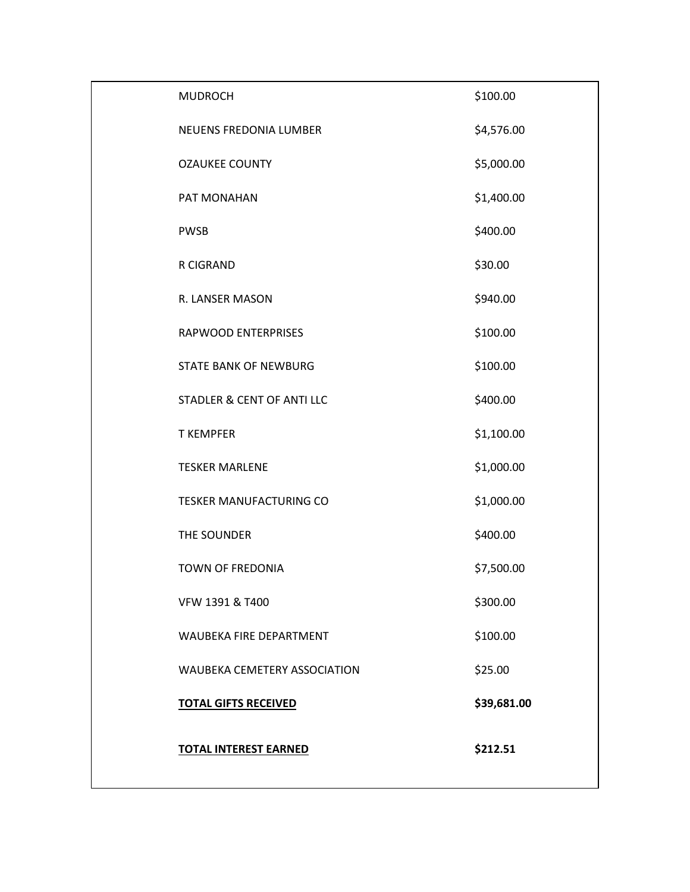| | |
|---|---|
| MUDROCH | $100.00 |
| NEUENS FREDONIA LUMBER | $4,576.00 |
| OZAUKEE COUNTY | $5,000.00 |
| PAT MONAHAN | $1,400.00 |
| PWSB | $400.00 |
| R CIGRAND | $30.00 |
| R. LANSER MASON | $940.00 |
| RAPWOOD ENTERPRISES | $100.00 |
| STATE BANK OF NEWBURG | $100.00 |
| STADLER & CENT OF ANTI LLC | $400.00 |
| T KEMPFER | $1,100.00 |
| TESKER MARLENE | $1,000.00 |
| TESKER MANUFACTURING CO | $1,000.00 |
| THE SOUNDER | $400.00 |
| TOWN OF FREDONIA | $7,500.00 |
| VFW 1391 & T400 | $300.00 |
| WAUBEKA FIRE DEPARTMENT | $100.00 |
| WAUBEKA CEMETERY ASSOCIATION | $25.00 |
| **TOTAL GIFTS RECEIVED** | **$39,681.00** |
| **TOTAL INTEREST EARNED** | **$212.51** |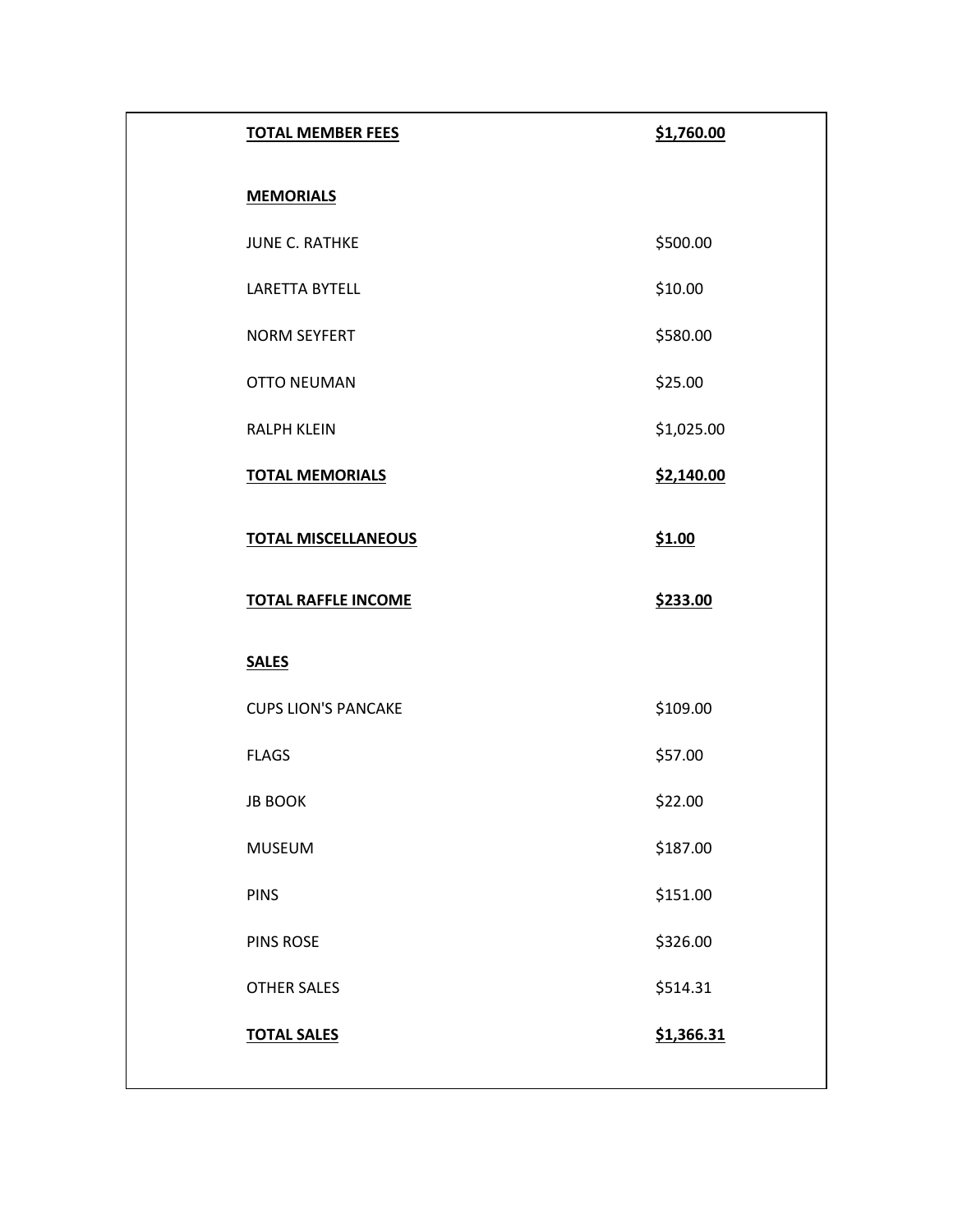| | |
|---|---|
| **TOTAL MEMBER FEES** | **$1,760.00** |
| **MEMORIALS** | |
| JUNE C. RATHKE | $500.00 |
| LARETTA BYTELL | $10.00 |
| NORM SEYFERT | $580.00 |
| OTTO NEUMAN | $25.00 |
| RALPH KLEIN | $1,025.00 |
| **TOTAL MEMORIALS** | **$2,140.00** |
| **TOTAL MISCELLANEOUS** | **$1.00** |
| **TOTAL RAFFLE INCOME** | **$233.00** |
| **SALES** | |
| CUPS LION'S PANCAKE | $109.00 |
| FLAGS | $57.00 |
| JB BOOK | $22.00 |
| MUSEUM | $187.00 |
| PINS | $151.00 |
| PINS ROSE | $326.00 |
| OTHER SALES | $514.31 |
| **TOTAL SALES** | **$1,366.31** |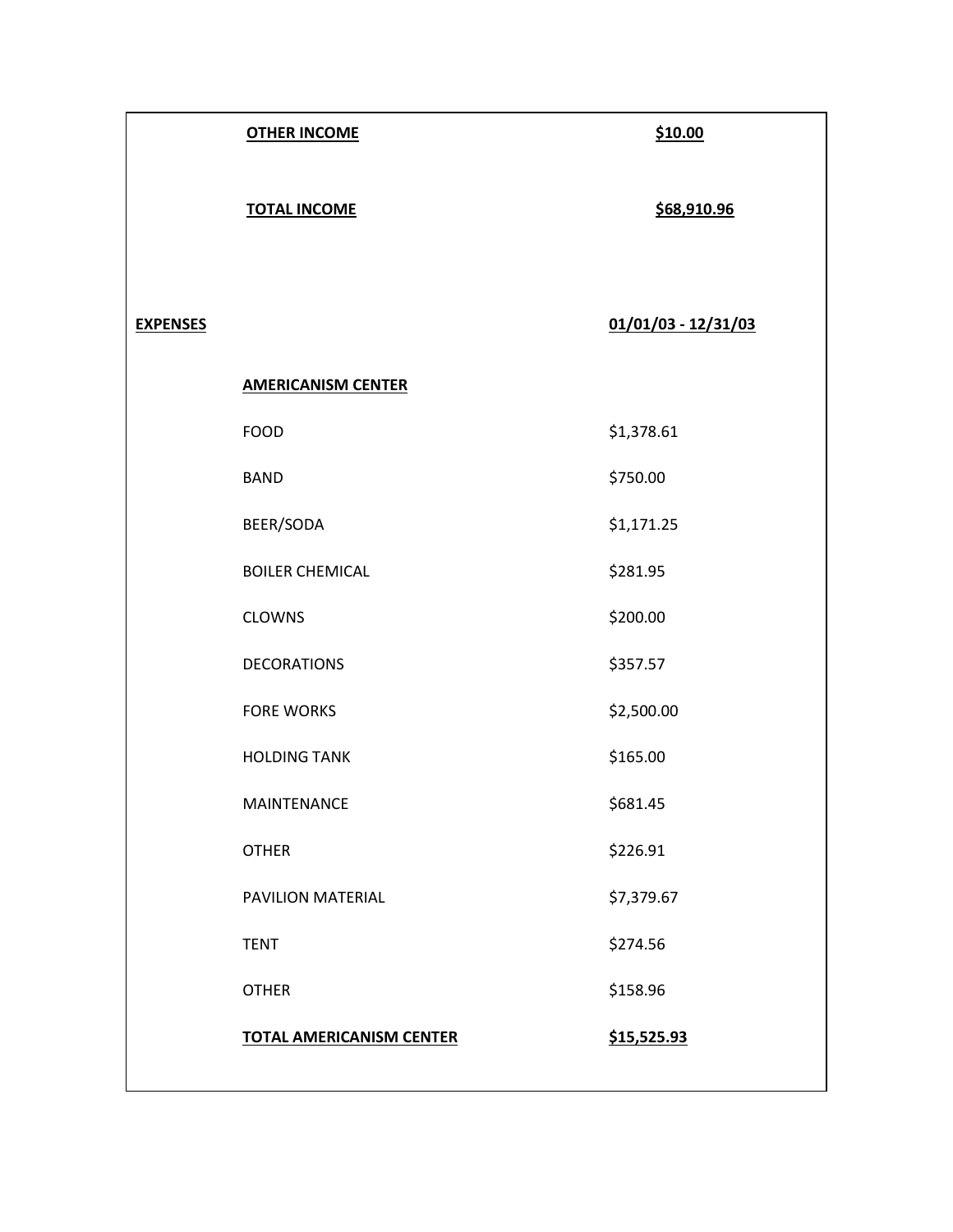| | | |
|---|---|---|
| | **OTHER INCOME** | **$10.00** |
| | **TOTAL INCOME** | **$68,910.96** |
| **EXPENSES** | | **01/01/03 - 12/31/03** |
| | **AMERICANISM CENTER** | |
| | FOOD | $1,378.61 |
| | BAND | $750.00 |
| | BEER/SODA | $1,171.25 |
| | BOILER CHEMICAL | $281.95 |
| | CLOWNS | $200.00 |
| | DECORATIONS | $357.57 |
| | FORE WORKS | $2,500.00 |
| | HOLDING TANK | $165.00 |
| | MAINTENANCE | $681.45 |
| | OTHER | $226.91 |
| | PAVILION MATERIAL | $7,379.67 |
| | TENT | $274.56 |
| | OTHER | $158.96 |
| | **TOTAL AMERICANISM CENTER** | **$15,525.93** |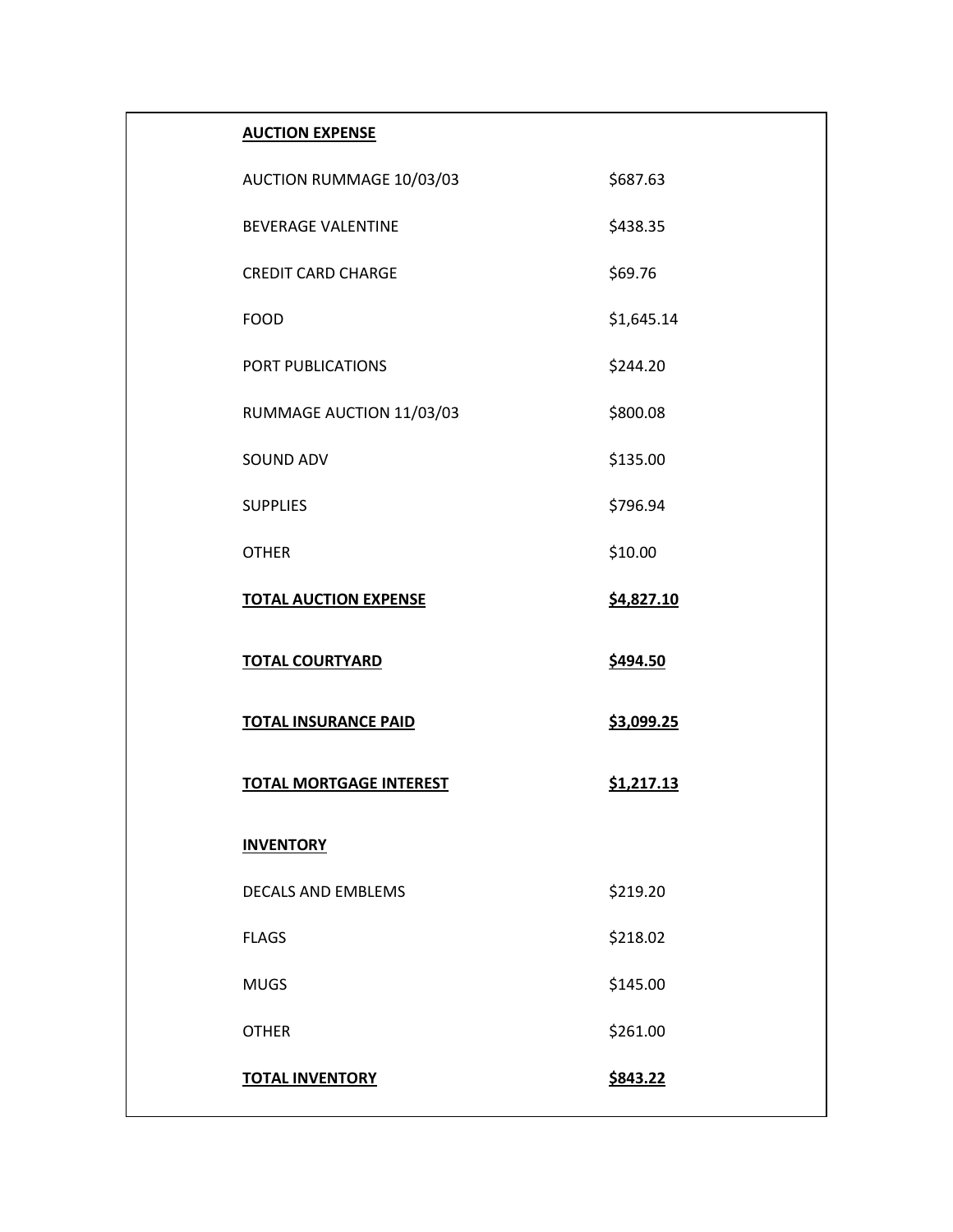| | |
|---|---|
| **AUCTION EXPENSE** | |
| AUCTION RUMMAGE 10/03/03 | $687.63 |
| BEVERAGE VALENTINE | $438.35 |
| CREDIT CARD CHARGE | $69.76 |
| FOOD | $1,645.14 |
| PORT PUBLICATIONS | $244.20 |
| RUMMAGE AUCTION 11/03/03 | $800.08 |
| SOUND ADV | $135.00 |
| SUPPLIES | $796.94 |
| OTHER | $10.00 |
| **TOTAL AUCTION EXPENSE** | **$4,827.10** |
| **TOTAL COURTYARD** | **$494.50** |
| **TOTAL INSURANCE PAID** | **$3,099.25** |
| **TOTAL MORTGAGE INTEREST** | **$1,217.13** |
| **INVENTORY** | |
| DECALS AND EMBLEMS | $219.20 |
| FLAGS | $218.02 |
| MUGS | $145.00 |
| OTHER | $261.00 |
| **TOTAL INVENTORY** | **$843.22** |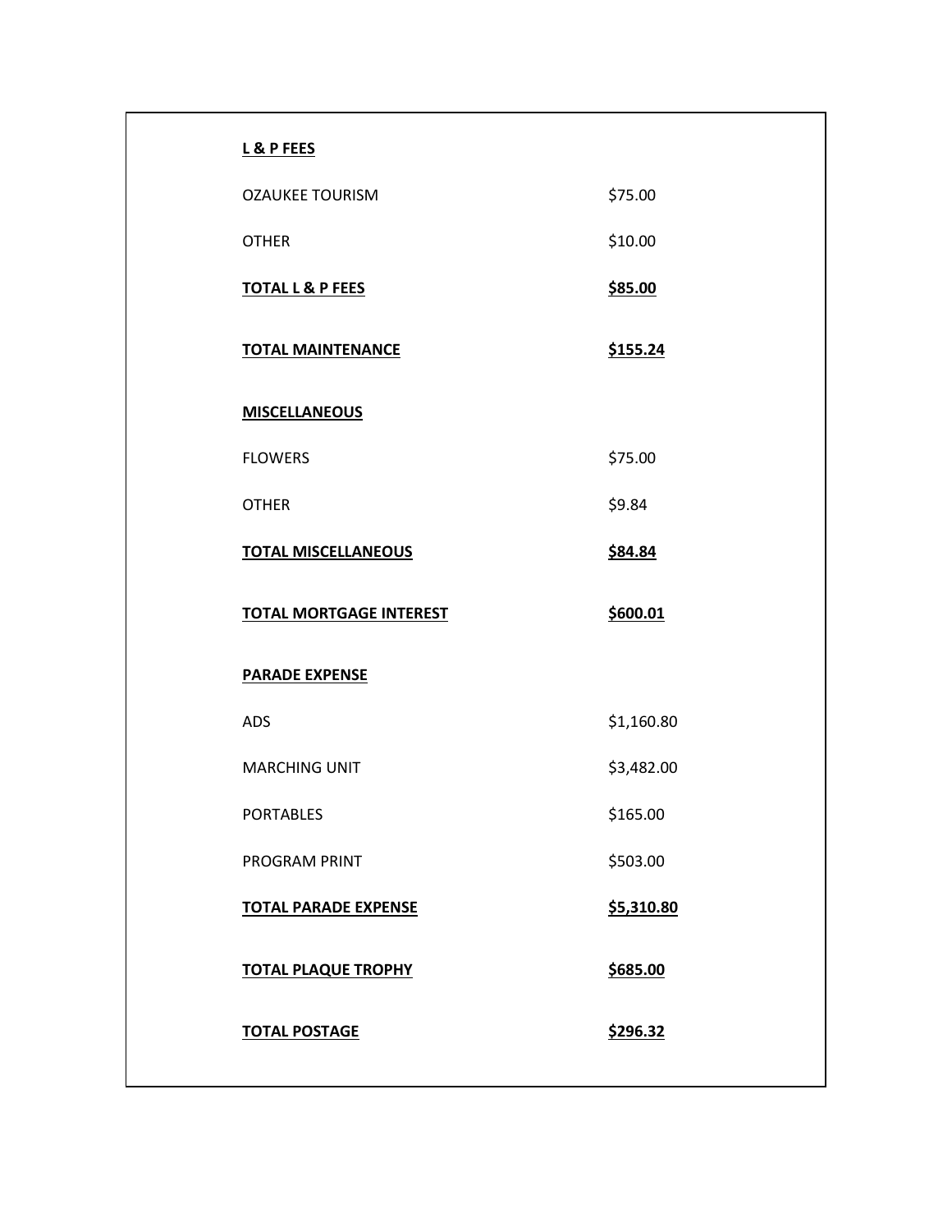| | |
|---|---|
| **L & P FEES** | |
| OZAUKEE TOURISM | $75.00 |
| OTHER | $10.00 |
| **TOTAL L & P FEES** | **$85.00** |
| **TOTAL MAINTENANCE** | **$155.24** |
| **MISCELLANEOUS** | |
| FLOWERS | $75.00 |
| OTHER | $9.84 |
| **TOTAL MISCELLANEOUS** | **$84.84** |
| **TOTAL MORTGAGE INTEREST** | **$600.01** |
| **PARADE EXPENSE** | |
| ADS | $1,160.80 |
| MARCHING UNIT | $3,482.00 |
| PORTABLES | $165.00 |
| PROGRAM PRINT | $503.00 |
| **TOTAL PARADE EXPENSE** | **$5,310.80** |
| **TOTAL PLAQUE TROPHY** | **$685.00** |
| **TOTAL POSTAGE** | **$296.32** |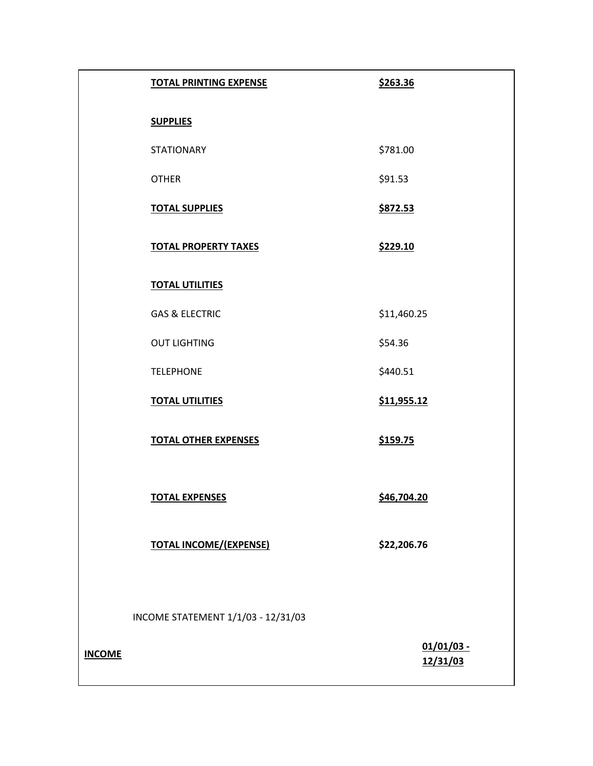| | |
|---|---|
| **TOTAL PRINTING EXPENSE** | **$263.36** |
| **SUPPLIES** | |
| STATIONARY | $781.00 |
| OTHER | $91.53 |
| **TOTAL SUPPLIES** | **$872.53** |
| **TOTAL PROPERTY TAXES** | **$229.10** |
| **TOTAL UTILITIES** | |
| GAS & ELECTRIC | $11,460.25 |
| OUT LIGHTING | $54.36 |
| TELEPHONE | $440.51 |
| **TOTAL UTILITIES** | **$11,955.12** |
| **TOTAL OTHER EXPENSES** | **$159.75** |
| **TOTAL EXPENSES** | **$46,704.20** |
| **TOTAL INCOME/(EXPENSE)** | **$22,206.76** |

INCOME STATEMENT 1/1/03 - 12/31/03

| **INCOME** | **01/01/03 - 12/31/03** |
|---|---|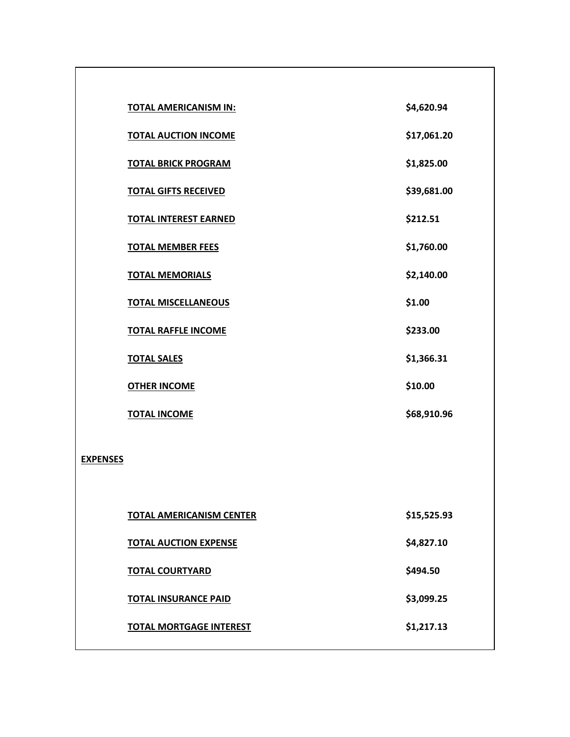| | |
|---|---|
| **TOTAL AMERICANISM IN:** | **$4,620.94** |
| **TOTAL AUCTION INCOME** | **$17,061.20** |
| **TOTAL BRICK PROGRAM** | **$1,825.00** |
| **TOTAL GIFTS RECEIVED** | **$39,681.00** |
| **TOTAL INTEREST EARNED** | **$212.51** |
| **TOTAL MEMBER FEES** | **$1,760.00** |
| **TOTAL MEMORIALS** | **$2,140.00** |
| **TOTAL MISCELLANEOUS** | **$1.00** |
| **TOTAL RAFFLE INCOME** | **$233.00** |
| **TOTAL SALES** | **$1,366.31** |
| **OTHER INCOME** | **$10.00** |
| **TOTAL INCOME** | **$68,910.96** |

**EXPENSES**

| | |
|---|---|
| **TOTAL AMERICANISM CENTER** | **$15,525.93** |
| **TOTAL AUCTION EXPENSE** | **$4,827.10** |
| **TOTAL COURTYARD** | **$494.50** |
| **TOTAL INSURANCE PAID** | **$3,099.25** |
| **TOTAL MORTGAGE INTEREST** | **$1,217.13** |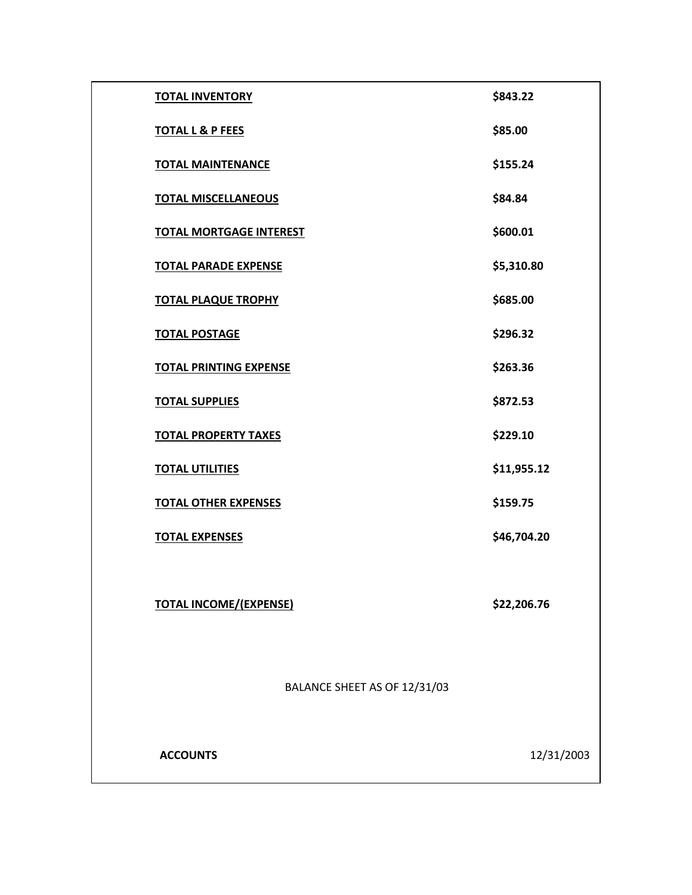| | |
|---|---|
| **TOTAL INVENTORY** | **$843.22** |
| **TOTAL L & P FEES** | **$85.00** |
| **TOTAL MAINTENANCE** | **$155.24** |
| **TOTAL MISCELLANEOUS** | **$84.84** |
| **TOTAL MORTGAGE INTEREST** | **$600.01** |
| **TOTAL PARADE EXPENSE** | **$5,310.80** |
| **TOTAL PLAQUE TROPHY** | **$685.00** |
| **TOTAL POSTAGE** | **$296.32** |
| **TOTAL PRINTING EXPENSE** | **$263.36** |
| **TOTAL SUPPLIES** | **$872.53** |
| **TOTAL PROPERTY TAXES** | **$229.10** |
| **TOTAL UTILITIES** | **$11,955.12** |
| **TOTAL OTHER EXPENSES** | **$159.75** |
| **TOTAL EXPENSES** | **$46,704.20** |
| | |
| **TOTAL INCOME/(EXPENSE)** | **$22,206.76** |

BALANCE SHEET AS OF 12/31/03

| **ACCOUNTS** | 12/31/2003 |
|---|---|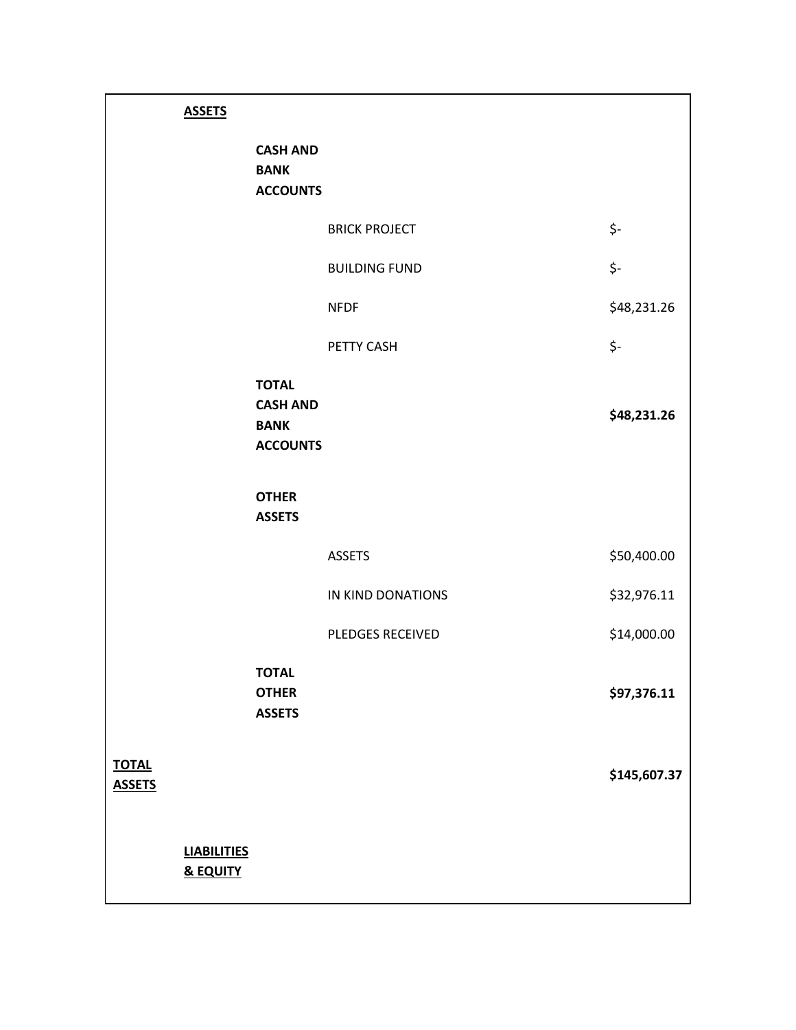| | | | | |
|---|---|---|---|---|
| | **ASSETS** | | | |
| | | **CASH AND BANK ACCOUNTS** | | |
| | | | BRICK PROJECT | $- |
| | | | BUILDING FUND | $- |
| | | | NFDF | $48,231.26 |
| | | | PETTY CASH | $- |
| | | **TOTAL CASH AND BANK ACCOUNTS** | | **$48,231.26** |
| | | **OTHER ASSETS** | | |
| | | | ASSETS | $50,400.00 |
| | | | IN KIND DONATIONS | $32,976.11 |
| | | | PLEDGES RECEIVED | $14,000.00 |
| | | **TOTAL OTHER ASSETS** | | **$97,376.11** |
| **TOTAL ASSETS** | | | | **$145,607.37** |
| | **LIABILITIES & EQUITY** | | | |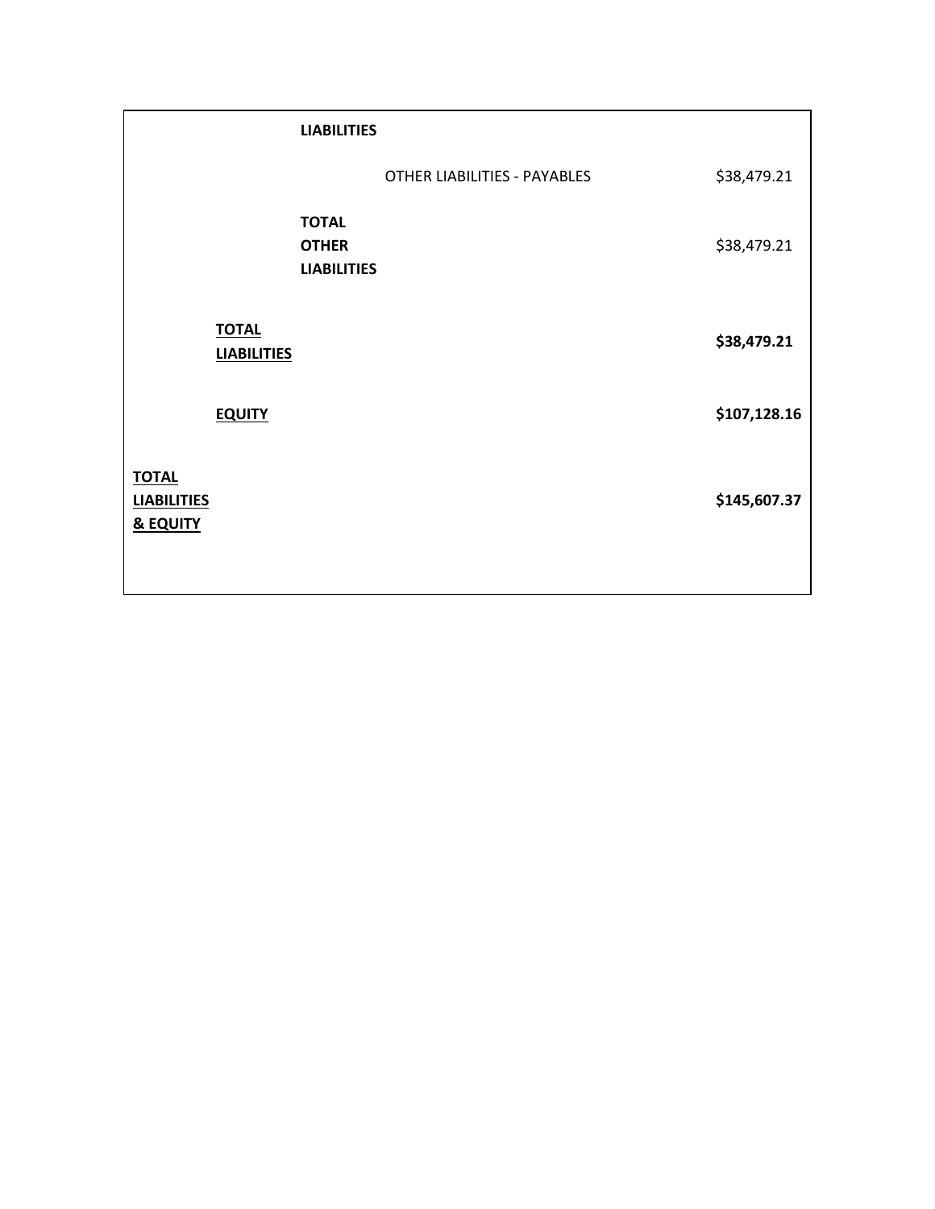| | | | | |
|---|---|---|---|---|
| | | **LIABILITIES** | | |
| | | | OTHER LIABILITIES - PAYABLES | $38,479.21 |
| | | **TOTAL OTHER LIABILITIES** | | $38,479.21 |
| | **TOTAL LIABILITIES** | | | **$38,479.21** |
| | **EQUITY** | | | **$107,128.16** |
| **TOTAL LIABILITIES & EQUITY** | | | | **$145,607.37** |